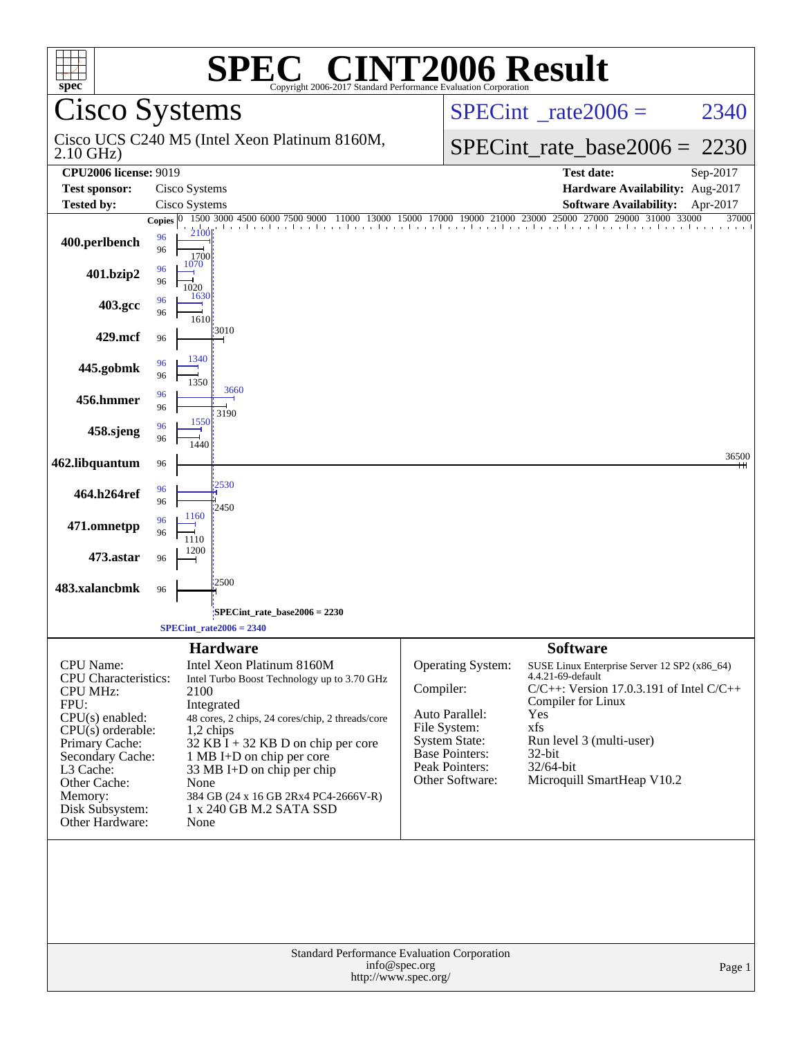# SPEC® CINT2006 Result

Copyright 2006-2017 Standard Performance Evaluation Corporation

## Cisco Systems

Cisco UCS C240 M5 (Intel Xeon Platinum 8160M, 2.10 GHz)

SPECint_rate2006 = 2340

SPECint_rate_base2006 = 2230

| | | | |
|---|---|---|---|
| **CPU2006 license:** 9019 | | **Test date:** | Sep-2017 |
| **Test sponsor:** | Cisco Systems | **Hardware Availability:** | Aug-2017 |
| **Tested by:** | Cisco Systems | **Software Availability:** | Apr-2017 |

| Benchmark | Copies (peak) | Peak | Copies (base) | Base |
|---|---|---|---|---|
| 400.perlbench | 96 | 2100 | 96 | 1700 |
| 401.bzip2 | 96 | 1070 | 96 | 1020 |
| 403.gcc | 96 | 1630 | 96 | 1610 |
| 429.mcf | | | 96 | 3010 |
| 445.gobmk | 96 | 1340 | 96 | 1350 |
| 456.hmmer | 96 | 3660 | 96 | 3190 |
| 458.sjeng | 96 | 1550 | 96 | 1440 |
| 462.libquantum | | | 96 | 36500 |
| 464.h264ref | 96 | 2530 | 96 | 2450 |
| 471.omnetpp | 96 | 1160 | 96 | 1110 |
| 473.astar | | | 96 | 1200 |
| 483.xalancbmk | | | 96 | 2500 |

SPECint_rate_base2006 = 2230

SPECint_rate2006 = 2340

## Hardware

| | |
|---|---|
| CPU Name: | Intel Xeon Platinum 8160M |
| CPU Characteristics: | Intel Turbo Boost Technology up to 3.70 GHz |
| CPU MHz: | 2100 |
| FPU: | Integrated |
| CPU(s) enabled: | 48 cores, 2 chips, 24 cores/chip, 2 threads/core |
| CPU(s) orderable: | 1,2 chips |
| Primary Cache: | 32 KB I + 32 KB D on chip per core |
| Secondary Cache: | 1 MB I+D on chip per core |
| L3 Cache: | 33 MB I+D on chip per chip |
| Other Cache: | None |
| Memory: | 384 GB (24 x 16 GB 2Rx4 PC4-2666V-R) |
| Disk Subsystem: | 1 x 240 GB M.2 SATA SSD |
| Other Hardware: | None |

## Software

| | |
|---|---|
| Operating System: | SUSE Linux Enterprise Server 12 SP2 (x86_64) 4.4.21-69-default |
| Compiler: | C/C++: Version 17.0.3.191 of Intel C/C++ Compiler for Linux |
| Auto Parallel: | Yes |
| File System: | xfs |
| System State: | Run level 3 (multi-user) |
| Base Pointers: | 32-bit |
| Peak Pointers: | 32/64-bit |
| Other Software: | Microquill SmartHeap V10.2 |

Standard Performance Evaluation Corporation
info@spec.org
http://www.spec.org/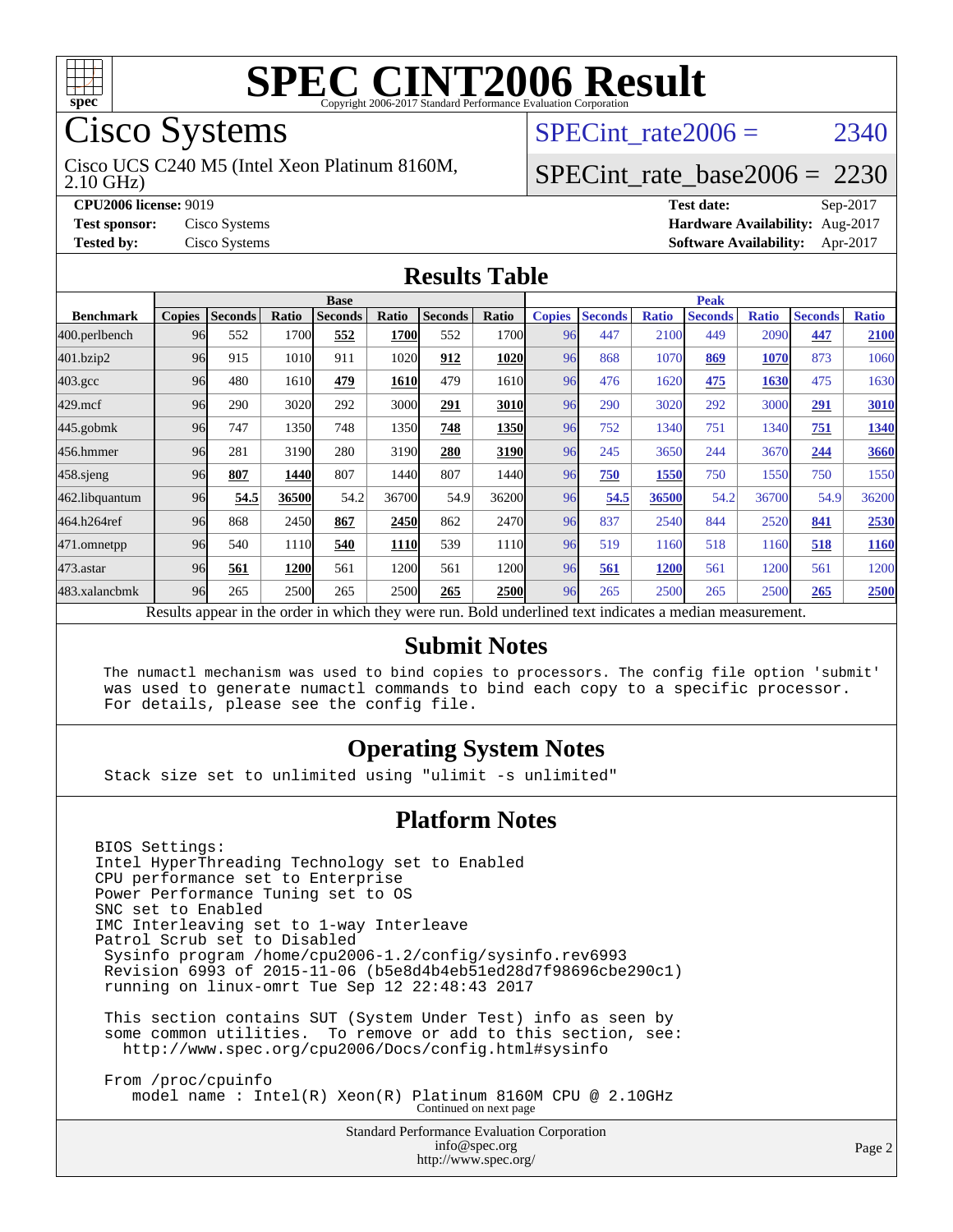# SPEC CINT2006 Result

Copyright 2006-2017 Standard Performance Evaluation Corporation

## Cisco Systems

Cisco UCS C240 M5 (Intel Xeon Platinum 8160M, 2.10 GHz)

SPECint_rate2006 = 2340

SPECint_rate_base2006 = 2230

**CPU2006 license:** 9019
**Test sponsor:** Cisco Systems
**Tested by:** Cisco Systems

**Test date:** Sep-2017
**Hardware Availability:** Aug-2017
**Software Availability:** Apr-2017

## Results Table

| Benchmark | Base | | | | | | | Peak | | | | | | |
|---|---|---|---|---|---|---|---|---|---|---|---|---|---|---|
| | Copies | Seconds | Ratio | Seconds | Ratio | Seconds | Ratio | Copies | Seconds | Ratio | Seconds | Ratio | Seconds | Ratio |
| 400.perlbench | 96 | 552 | 1700 | **552** | **1700** | 552 | 1700 | 96 | 447 | 2100 | 449 | 2090 | **447** | **2100** |
| 401.bzip2 | 96 | 915 | 1010 | 911 | 1020 | **912** | **1020** | 96 | 868 | 1070 | **869** | **1070** | 873 | 1060 |
| 403.gcc | 96 | 480 | 1610 | **479** | **1610** | 479 | 1610 | 96 | 476 | 1620 | **475** | **1630** | 475 | 1630 |
| 429.mcf | 96 | 290 | 3020 | 292 | 3000 | **291** | **3010** | 96 | 290 | 3020 | 292 | 3000 | **291** | **3010** |
| 445.gobmk | 96 | 747 | 1350 | 748 | 1350 | **748** | **1350** | 96 | 752 | 1340 | 751 | 1340 | **751** | **1340** |
| 456.hmmer | 96 | 281 | 3190 | 280 | 3190 | **280** | **3190** | 96 | 245 | 3650 | 244 | 3670 | **244** | **3660** |
| 458.sjeng | 96 | **807** | **1440** | 807 | 1440 | 807 | 1440 | 96 | **750** | **1550** | 750 | 1550 | 750 | 1550 |
| 462.libquantum | 96 | **54.5** | **36500** | 54.2 | 36700 | 54.9 | 36200 | 96 | **54.5** | **36500** | 54.2 | 36700 | 54.9 | 36200 |
| 464.h264ref | 96 | 868 | 2450 | **867** | **2450** | 862 | 2470 | 96 | 837 | 2540 | 844 | 2520 | **841** | **2530** |
| 471.omnetpp | 96 | 540 | 1110 | **540** | **1110** | 539 | 1110 | 96 | 519 | 1160 | 518 | 1160 | **518** | **1160** |
| 473.astar | 96 | **561** | **1200** | 561 | 1200 | 561 | 1200 | 96 | **561** | **1200** | 561 | 1200 | 561 | 1200 |
| 483.xalancbmk | 96 | 265 | 2500 | 265 | 2500 | **265** | **2500** | 96 | 265 | 2500 | 265 | 2500 | **265** | **2500** |

Results appear in the order in which they were run. Bold underlined text indicates a median measurement.

## Submit Notes

```
The numactl mechanism was used to bind copies to processors. The config file option 'submit'
was used to generate numactl commands to bind each copy to a specific processor.
For details, please see the config file.
```

## Operating System Notes

```
Stack size set to unlimited using "ulimit -s unlimited"
```

## Platform Notes

```
BIOS Settings:
Intel HyperThreading Technology set to Enabled
CPU performance set to Enterprise
Power Performance Tuning set to OS
SNC set to Enabled
IMC Interleaving set to 1-way Interleave
Patrol Scrub set to Disabled
 Sysinfo program /home/cpu2006-1.2/config/sysinfo.rev6993
 Revision 6993 of 2015-11-06 (b5e8d4b4eb51ed28d7f98696cbe290c1)
 running on linux-omrt Tue Sep 12 22:48:43 2017

 This section contains SUT (System Under Test) info as seen by
 some common utilities.  To remove or add to this section, see:
   http://www.spec.org/cpu2006/Docs/config.html#sysinfo

 From /proc/cpuinfo
    model name : Intel(R) Xeon(R) Platinum 8160M CPU @ 2.10GHz
```

Continued on next page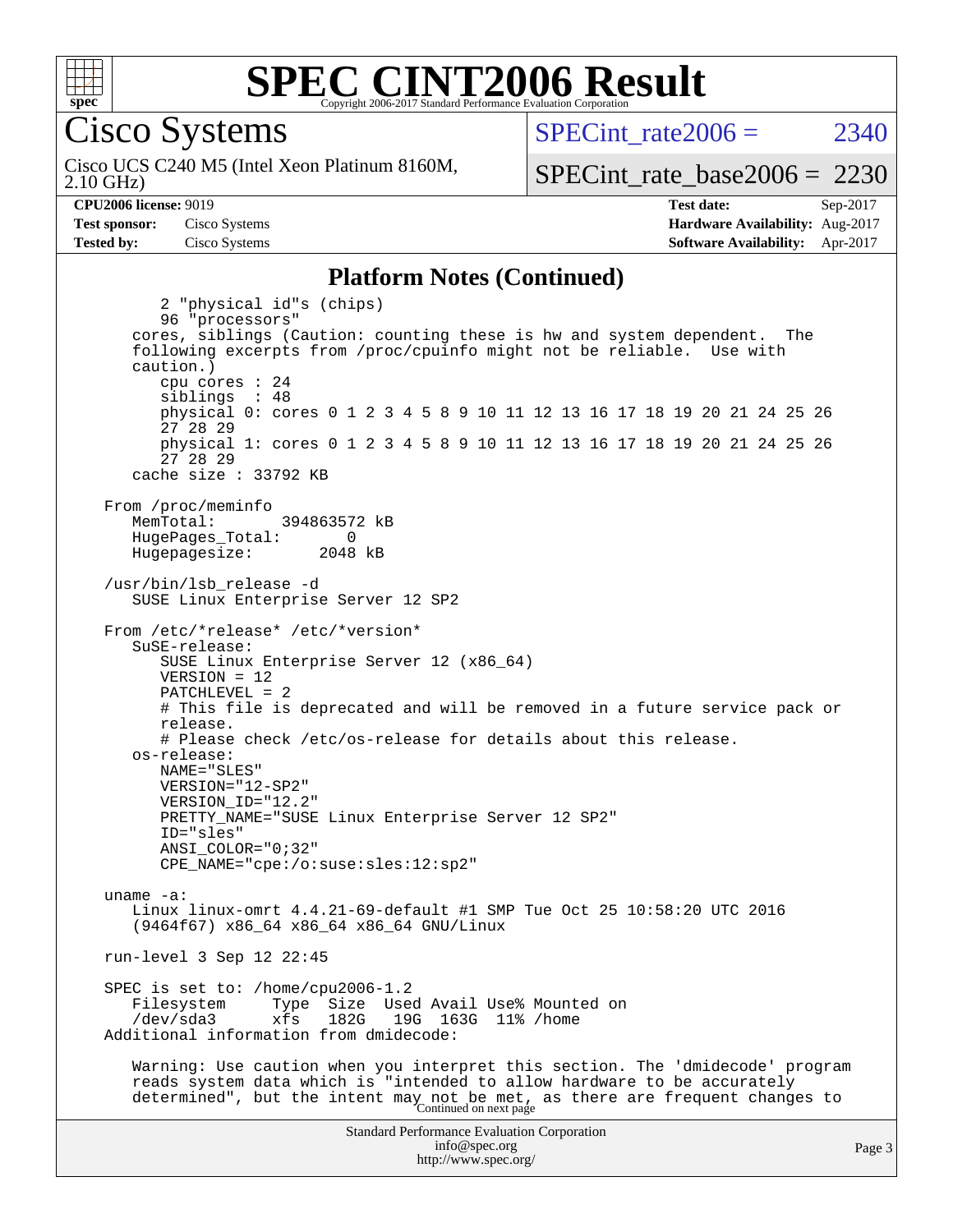# SPEC CINT2006 Result

Copyright 2006-2017 Standard Performance Evaluation Corporation

**Cisco Systems**

Cisco UCS C240 M5 (Intel Xeon Platinum 8160M, 2.10 GHz)

SPECint_rate2006 = 2340

SPECint_rate_base2006 = 2230

**CPU2006 license:** 9019
**Test sponsor:** Cisco Systems
**Tested by:** Cisco Systems

**Test date:** Sep-2017
**Hardware Availability:** Aug-2017
**Software Availability:** Apr-2017

## Platform Notes (Continued)

```
        2 "physical id"s (chips)
        96 "processors"
     cores, siblings (Caution: counting these is hw and system dependent.  The
     following excerpts from /proc/cpuinfo might not be reliable.  Use with
     caution.)
        cpu cores : 24
        siblings  : 48
        physical 0: cores 0 1 2 3 4 5 8 9 10 11 12 13 16 17 18 19 20 21 24 25 26
        27 28 29
        physical 1: cores 0 1 2 3 4 5 8 9 10 11 12 13 16 17 18 19 20 21 24 25 26
        27 28 29
     cache size : 33792 KB

  From /proc/meminfo
     MemTotal:       394863572 kB
     HugePages_Total:       0
     Hugepagesize:       2048 kB

  /usr/bin/lsb_release -d
     SUSE Linux Enterprise Server 12 SP2

  From /etc/*release* /etc/*version*
     SuSE-release:
        SUSE Linux Enterprise Server 12 (x86_64)
        VERSION = 12
        PATCHLEVEL = 2
        # This file is deprecated and will be removed in a future service pack or
        release.
        # Please check /etc/os-release for details about this release.
     os-release:
        NAME="SLES"
        VERSION="12-SP2"
        VERSION_ID="12.2"
        PRETTY_NAME="SUSE Linux Enterprise Server 12 SP2"
        ID="sles"
        ANSI_COLOR="0;32"
        CPE_NAME="cpe:/o:suse:sles:12:sp2"

  uname -a:
     Linux linux-omrt 4.4.21-69-default #1 SMP Tue Oct 25 10:58:20 UTC 2016
     (9464f67) x86_64 x86_64 x86_64 GNU/Linux

  run-level 3 Sep 12 22:45

  SPEC is set to: /home/cpu2006-1.2
     Filesystem     Type  Size  Used Avail Use% Mounted on
     /dev/sda3      xfs   182G   19G  163G  11% /home
  Additional information from dmidecode:

     Warning: Use caution when you interpret this section. The 'dmidecode' program
     reads system data which is "intended to allow hardware to be accurately
     determined", but the intent may not be met, as there are frequent changes to
```

Continued on next page

Standard Performance Evaluation Corporation
info@spec.org
http://www.spec.org/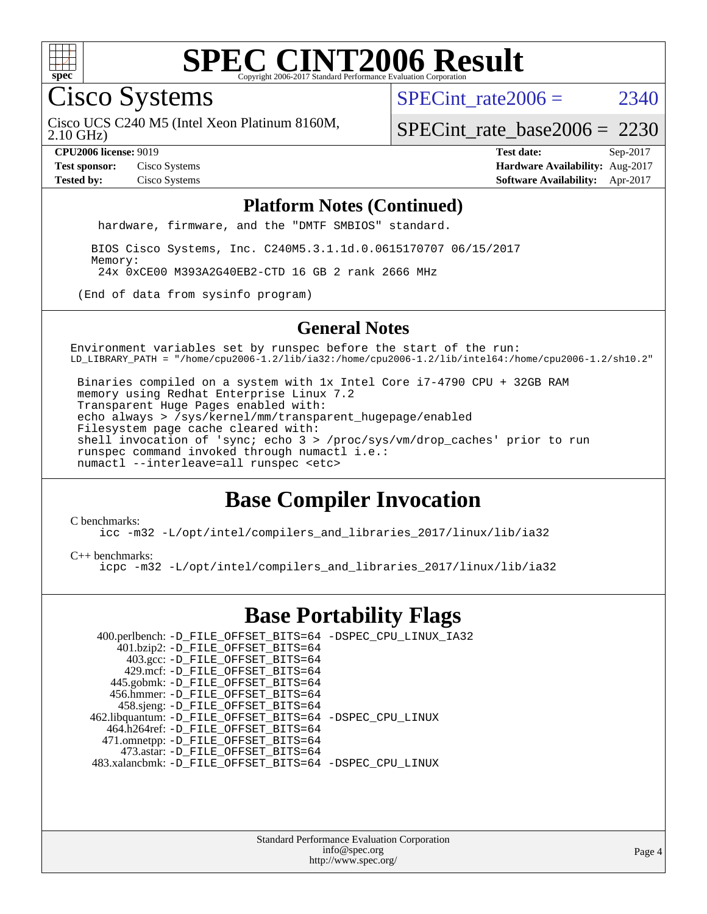# SPEC CINT2006 Result

Copyright 2006-2017 Standard Performance Evaluation Corporation

## Cisco Systems

Cisco UCS C240 M5 (Intel Xeon Platinum 8160M, 2.10 GHz)

SPECint_rate2006 = 2340

SPECint_rate_base2006 = 2230

**CPU2006 license:** 9019
**Test sponsor:** Cisco Systems
**Tested by:** Cisco Systems

**Test date:** Sep-2017
**Hardware Availability:** Aug-2017
**Software Availability:** Apr-2017

### Platform Notes (Continued)

```
   hardware, firmware, and the "DMTF SMBIOS" standard.

  BIOS Cisco Systems, Inc. C240M5.3.1.1d.0.0615170707 06/15/2017
  Memory:
   24x 0xCE00 M393A2G40EB2-CTD 16 GB 2 rank 2666 MHz

(End of data from sysinfo program)
```

### General Notes

```
Environment variables set by runspec before the start of the run:
LD_LIBRARY_PATH = "/home/cpu2006-1.2/lib/ia32:/home/cpu2006-1.2/lib/intel64:/home/cpu2006-1.2/sh10.2"

 Binaries compiled on a system with 1x Intel Core i7-4790 CPU + 32GB RAM
 memory using Redhat Enterprise Linux 7.2
 Transparent Huge Pages enabled with:
 echo always > /sys/kernel/mm/transparent_hugepage/enabled
 Filesystem page cache cleared with:
 shell invocation of 'sync; echo 3 > /proc/sys/vm/drop_caches' prior to run
 runspec command invoked through numactl i.e.:
 numactl --interleave=all runspec <etc>
```

## Base Compiler Invocation

C benchmarks:
```
icc -m32 -L/opt/intel/compilers_and_libraries_2017/linux/lib/ia32
```

C++ benchmarks:
```
icpc -m32 -L/opt/intel/compilers_and_libraries_2017/linux/lib/ia32
```

## Base Portability Flags

```
   400.perlbench: -D_FILE_OFFSET_BITS=64 -DSPEC_CPU_LINUX_IA32
       401.bzip2: -D_FILE_OFFSET_BITS=64
         403.gcc: -D_FILE_OFFSET_BITS=64
         429.mcf: -D_FILE_OFFSET_BITS=64
       445.gobmk: -D_FILE_OFFSET_BITS=64
      456.hmmer: -D_FILE_OFFSET_BITS=64
       458.sjeng: -D_FILE_OFFSET_BITS=64
 462.libquantum: -D_FILE_OFFSET_BITS=64 -DSPEC_CPU_LINUX
     464.h264ref: -D_FILE_OFFSET_BITS=64
     471.omnetpp: -D_FILE_OFFSET_BITS=64
       473.astar: -D_FILE_OFFSET_BITS=64
  483.xalancbmk: -D_FILE_OFFSET_BITS=64 -DSPEC_CPU_LINUX
```

Standard Performance Evaluation Corporation
info@spec.org
http://www.spec.org/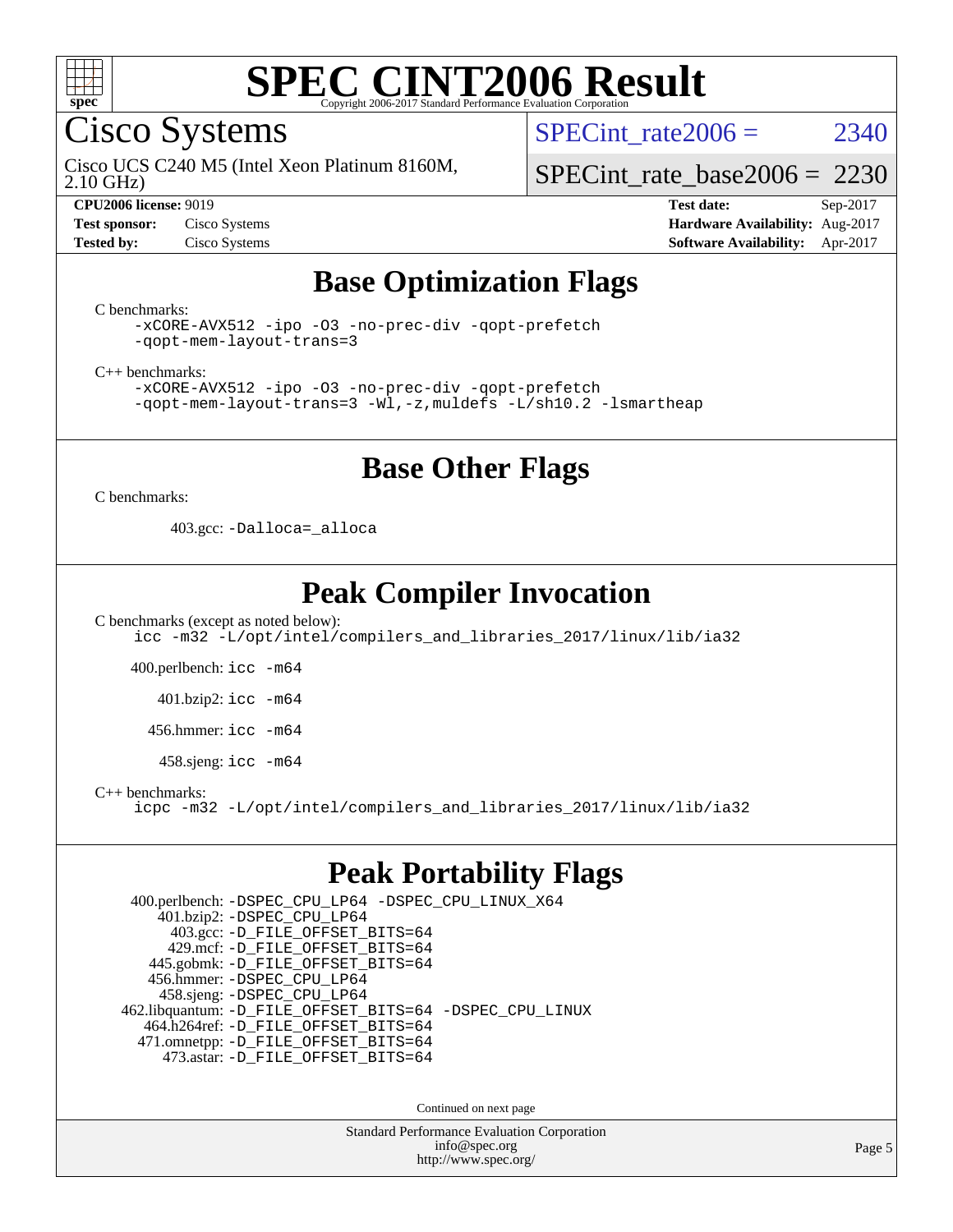# SPEC CINT2006 Result

Copyright 2006-2017 Standard Performance Evaluation Corporation

## Cisco Systems

Cisco UCS C240 M5 (Intel Xeon Platinum 8160M, 2.10 GHz)

SPECint_rate2006 = 2340

SPECint_rate_base2006 = 2230

**CPU2006 license:** 9019
**Test sponsor:** Cisco Systems
**Tested by:** Cisco Systems

**Test date:** Sep-2017
**Hardware Availability:** Aug-2017
**Software Availability:** Apr-2017

## Base Optimization Flags

C benchmarks:

```
-xCORE-AVX512 -ipo -O3 -no-prec-div -qopt-prefetch
-qopt-mem-layout-trans=3
```

C++ benchmarks:

```
-xCORE-AVX512 -ipo -O3 -no-prec-div -qopt-prefetch
-qopt-mem-layout-trans=3 -Wl,-z,muldefs -L/sh10.2 -lsmartheap
```

## Base Other Flags

C benchmarks:

403.gcc: `-Dalloca=_alloca`

## Peak Compiler Invocation

C benchmarks (except as noted below):

```
icc -m32 -L/opt/intel/compilers_and_libraries_2017/linux/lib/ia32
```

400.perlbench: `icc -m64`

401.bzip2: `icc -m64`

456.hmmer: `icc -m64`

458.sjeng: `icc -m64`

C++ benchmarks:

```
icpc -m32 -L/opt/intel/compilers_and_libraries_2017/linux/lib/ia32
```

## Peak Portability Flags

400.perlbench: `-DSPEC_CPU_LP64 -DSPEC_CPU_LINUX_X64`
401.bzip2: `-DSPEC_CPU_LP64`
403.gcc: `-D_FILE_OFFSET_BITS=64`
429.mcf: `-D_FILE_OFFSET_BITS=64`
445.gobmk: `-D_FILE_OFFSET_BITS=64`
456.hmmer: `-DSPEC_CPU_LP64`
458.sjeng: `-DSPEC_CPU_LP64`
462.libquantum: `-D_FILE_OFFSET_BITS=64 -DSPEC_CPU_LINUX`
464.h264ref: `-D_FILE_OFFSET_BITS=64`
471.omnetpp: `-D_FILE_OFFSET_BITS=64`
473.astar: `-D_FILE_OFFSET_BITS=64`

Continued on next page

Standard Performance Evaluation Corporation
info@spec.org
http://www.spec.org/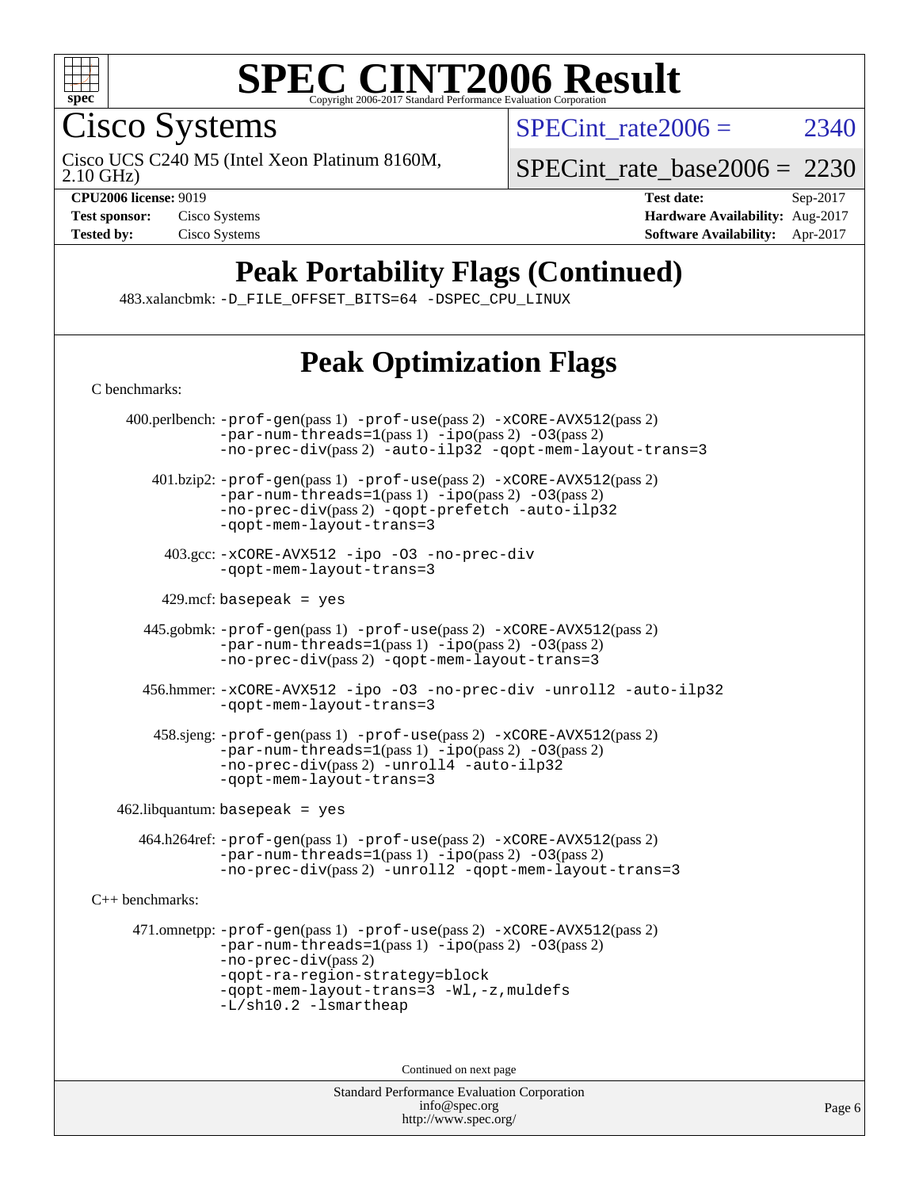# SPEC CINT2006 Result

Copyright 2006-2017 Standard Performance Evaluation Corporation

## Cisco Systems

Cisco UCS C240 M5 (Intel Xeon Platinum 8160M, 2.10 GHz)

SPECint_rate2006 = 2340

SPECint_rate_base2006 = 2230

**CPU2006 license:** 9019
**Test sponsor:** Cisco Systems
**Tested by:** Cisco Systems

**Test date:** Sep-2017
**Hardware Availability:** Aug-2017
**Software Availability:** Apr-2017

## Peak Portability Flags (Continued)

483.xalancbmk: `-D_FILE_OFFSET_BITS=64 -DSPEC_CPU_LINUX`

## Peak Optimization Flags

C benchmarks:

400.perlbench: `-prof-gen`(pass 1) `-prof-use`(pass 2) `-xCORE-AVX512`(pass 2) `-par-num-threads=1`(pass 1) `-ipo`(pass 2) `-O3`(pass 2) `-no-prec-div`(pass 2) `-auto-ilp32` `-qopt-mem-layout-trans=3`

401.bzip2: `-prof-gen`(pass 1) `-prof-use`(pass 2) `-xCORE-AVX512`(pass 2) `-par-num-threads=1`(pass 1) `-ipo`(pass 2) `-O3`(pass 2) `-no-prec-div`(pass 2) `-qopt-prefetch` `-auto-ilp32` `-qopt-mem-layout-trans=3`

403.gcc: `-xCORE-AVX512 -ipo -O3 -no-prec-div -qopt-mem-layout-trans=3`

429.mcf: `basepeak = yes`

445.gobmk: `-prof-gen`(pass 1) `-prof-use`(pass 2) `-xCORE-AVX512`(pass 2) `-par-num-threads=1`(pass 1) `-ipo`(pass 2) `-O3`(pass 2) `-no-prec-div`(pass 2) `-qopt-mem-layout-trans=3`

456.hmmer: `-xCORE-AVX512 -ipo -O3 -no-prec-div -unroll2 -auto-ilp32 -qopt-mem-layout-trans=3`

458.sjeng: `-prof-gen`(pass 1) `-prof-use`(pass 2) `-xCORE-AVX512`(pass 2) `-par-num-threads=1`(pass 1) `-ipo`(pass 2) `-O3`(pass 2) `-no-prec-div`(pass 2) `-unroll4` `-auto-ilp32` `-qopt-mem-layout-trans=3`

462.libquantum: `basepeak = yes`

464.h264ref: `-prof-gen`(pass 1) `-prof-use`(pass 2) `-xCORE-AVX512`(pass 2) `-par-num-threads=1`(pass 1) `-ipo`(pass 2) `-O3`(pass 2) `-no-prec-div`(pass 2) `-unroll2` `-qopt-mem-layout-trans=3`

C++ benchmarks:

471.omnetpp: `-prof-gen`(pass 1) `-prof-use`(pass 2) `-xCORE-AVX512`(pass 2) `-par-num-threads=1`(pass 1) `-ipo`(pass 2) `-O3`(pass 2) `-no-prec-div`(pass 2) `-qopt-ra-region-strategy=block` `-qopt-mem-layout-trans=3` `-Wl,-z,muldefs` `-L/sh10.2 -lsmartheap`

Continued on next page

Standard Performance Evaluation Corporation
info@spec.org
http://www.spec.org/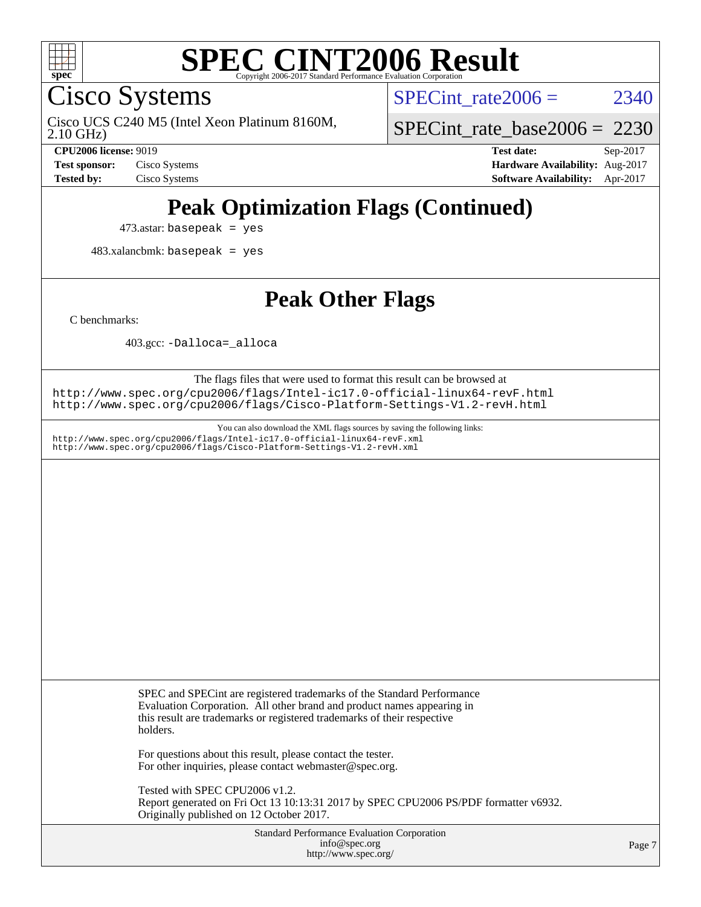# Peak Optimization Flags (Continued)

473.astar: basepeak = yes

483.xalancbmk: basepeak = yes

# Peak Other Flags

C benchmarks:

403.gcc: -Dalloca=_alloca

The flags files that were used to format this result can be browsed at
http://www.spec.org/cpu2006/flags/Intel-ic17.0-official-linux64-revF.html
http://www.spec.org/cpu2006/flags/Cisco-Platform-Settings-V1.2-revH.html

You can also download the XML flags sources by saving the following links:
http://www.spec.org/cpu2006/flags/Intel-ic17.0-official-linux64-revF.xml
http://www.spec.org/cpu2006/flags/Cisco-Platform-Settings-V1.2-revH.xml

SPEC and SPECint are registered trademarks of the Standard Performance Evaluation Corporation. All other brand and product names appearing in this result are trademarks or registered trademarks of their respective holders.

For questions about this result, please contact the tester.
For other inquiries, please contact webmaster@spec.org.

Tested with SPEC CPU2006 v1.2.
Report generated on Fri Oct 13 10:13:31 2017 by SPEC CPU2006 PS/PDF formatter v6932.
Originally published on 12 October 2017.